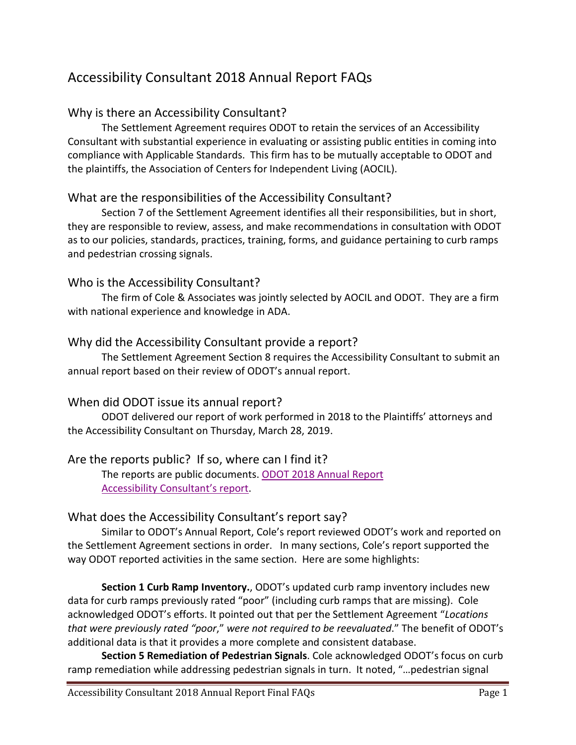# Accessibility Consultant 2018 Annual Report FAQs

## Why is there an Accessibility Consultant?

The Settlement Agreement requires ODOT to retain the services of an Accessibility Consultant with substantial experience in evaluating or assisting public entities in coming into compliance with Applicable Standards. This firm has to be mutually acceptable to ODOT and the plaintiffs, the Association of Centers for Independent Living (AOCIL).

## What are the responsibilities of the Accessibility Consultant?

Section 7 of the Settlement Agreement identifies all their responsibilities, but in short, they are responsible to review, assess, and make recommendations in consultation with ODOT as to our policies, standards, practices, training, forms, and guidance pertaining to curb ramps and pedestrian crossing signals.

## Who is the Accessibility Consultant?

The firm of Cole & Associates was jointly selected by AOCIL and ODOT. They are a firm with national experience and knowledge in ADA.

## Why did the Accessibility Consultant provide a report?

The Settlement Agreement Section 8 requires the Accessibility Consultant to submit an annual report based on their review of ODOT's annual report.

## When did ODOT issue its annual report?

ODOT delivered our report of work performed in 2018 to the Plaintiffs' attorneys and the Accessibility Consultant on Thursday, March 28, 2019.

## Are the reports public? If so, where can I find it?

The reports are public documents. ODOT 2018 Annual Report
Accessibility Consultant's report.

## What does the Accessibility Consultant's report say?

Similar to ODOT's Annual Report, Cole's report reviewed ODOT's work and reported on the Settlement Agreement sections in order. In many sections, Cole's report supported the way ODOT reported activities in the same section. Here are some highlights:

**Section 1 Curb Ramp Inventory.**, ODOT's updated curb ramp inventory includes new data for curb ramps previously rated "poor" (including curb ramps that are missing). Cole acknowledged ODOT's efforts. It pointed out that per the Settlement Agreement "*Locations that were previously rated "poor*," *were not required to be reevaluated*." The benefit of ODOT's additional data is that it provides a more complete and consistent database.

**Section 5 Remediation of Pedestrian Signals**. Cole acknowledged ODOT's focus on curb ramp remediation while addressing pedestrian signals in turn. It noted, "…pedestrian signal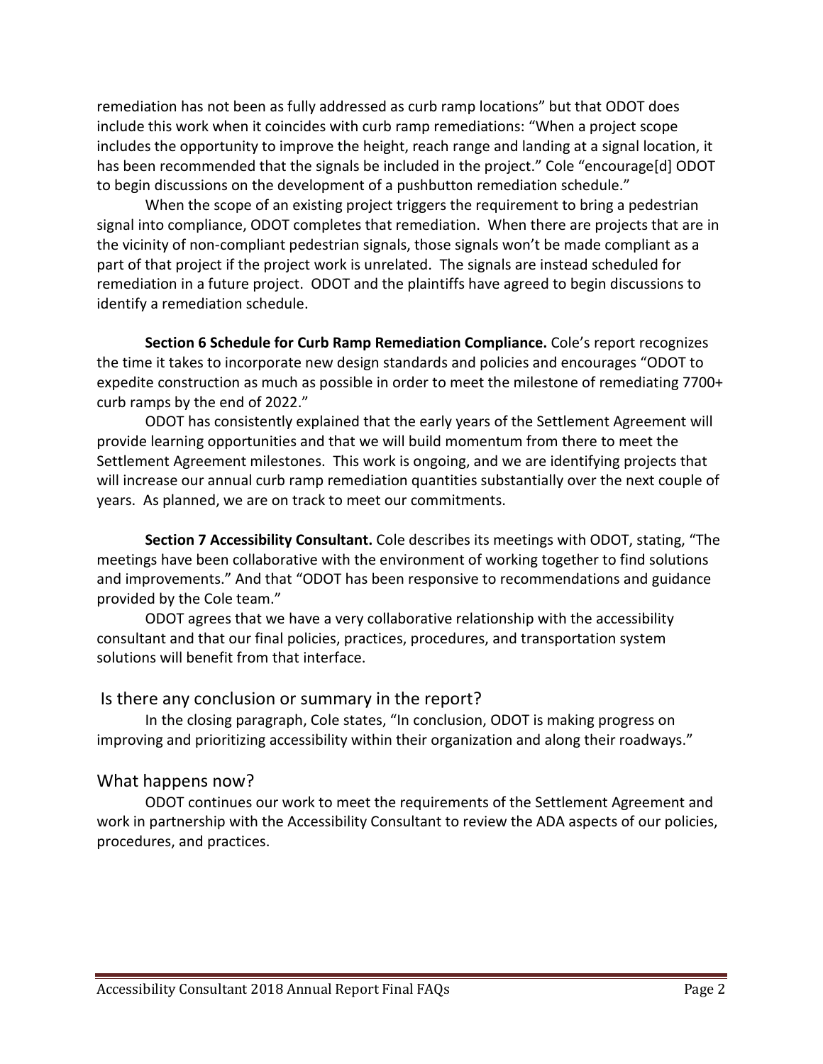remediation has not been as fully addressed as curb ramp locations" but that ODOT does include this work when it coincides with curb ramp remediations: "When a project scope includes the opportunity to improve the height, reach range and landing at a signal location, it has been recommended that the signals be included in the project." Cole "encourage[d] ODOT to begin discussions on the development of a pushbutton remediation schedule."

When the scope of an existing project triggers the requirement to bring a pedestrian signal into compliance, ODOT completes that remediation. When there are projects that are in the vicinity of non-compliant pedestrian signals, those signals won't be made compliant as a part of that project if the project work is unrelated. The signals are instead scheduled for remediation in a future project. ODOT and the plaintiffs have agreed to begin discussions to identify a remediation schedule.

**Section 6 Schedule for Curb Ramp Remediation Compliance.** Cole's report recognizes the time it takes to incorporate new design standards and policies and encourages "ODOT to expedite construction as much as possible in order to meet the milestone of remediating 7700+ curb ramps by the end of 2022."

ODOT has consistently explained that the early years of the Settlement Agreement will provide learning opportunities and that we will build momentum from there to meet the Settlement Agreement milestones. This work is ongoing, and we are identifying projects that will increase our annual curb ramp remediation quantities substantially over the next couple of years. As planned, we are on track to meet our commitments.

**Section 7 Accessibility Consultant.** Cole describes its meetings with ODOT, stating, "The meetings have been collaborative with the environment of working together to find solutions and improvements." And that "ODOT has been responsive to recommendations and guidance provided by the Cole team."

ODOT agrees that we have a very collaborative relationship with the accessibility consultant and that our final policies, practices, procedures, and transportation system solutions will benefit from that interface.

## Is there any conclusion or summary in the report?

In the closing paragraph, Cole states, "In conclusion, ODOT is making progress on improving and prioritizing accessibility within their organization and along their roadways."

## What happens now?

ODOT continues our work to meet the requirements of the Settlement Agreement and work in partnership with the Accessibility Consultant to review the ADA aspects of our policies, procedures, and practices.